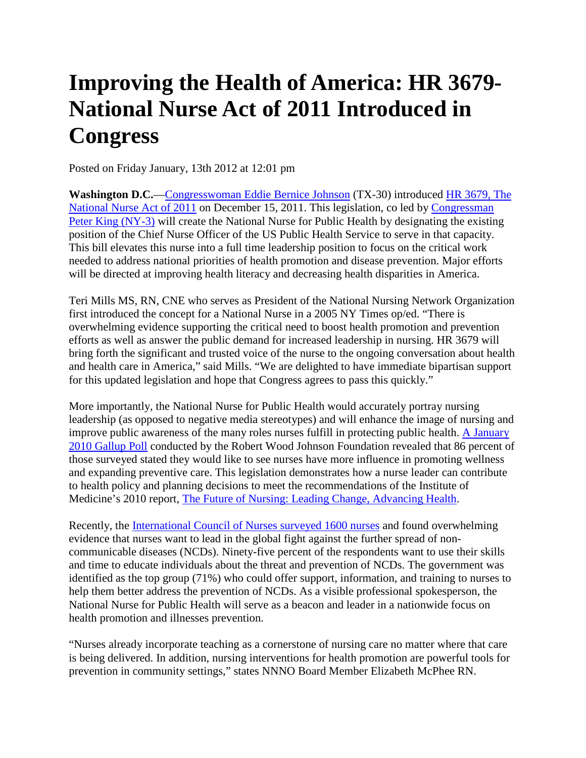# Improving the Health of America: HR 3679-National Nurse Act of 2011 Introduced in Congress

Posted on Friday January, 13th 2012 at 12:01 pm

**Washington D.C.**—Congresswoman Eddie Bernice Johnson (TX-30) introduced HR 3679, The National Nurse Act of 2011 on December 15, 2011. This legislation, co led by Congressman Peter King (NY-3) will create the National Nurse for Public Health by designating the existing position of the Chief Nurse Officer of the US Public Health Service to serve in that capacity. This bill elevates this nurse into a full time leadership position to focus on the critical work needed to address national priorities of health promotion and disease prevention. Major efforts will be directed at improving health literacy and decreasing health disparities in America.

Teri Mills MS, RN, CNE who serves as President of the National Nursing Network Organization first introduced the concept for a National Nurse in a 2005 NY Times op/ed. "There is overwhelming evidence supporting the critical need to boost health promotion and prevention efforts as well as answer the public demand for increased leadership in nursing. HR 3679 will bring forth the significant and trusted voice of the nurse to the ongoing conversation about health and health care in America," said Mills. "We are delighted to have immediate bipartisan support for this updated legislation and hope that Congress agrees to pass this quickly."

More importantly, the National Nurse for Public Health would accurately portray nursing leadership (as opposed to negative media stereotypes) and will enhance the image of nursing and improve public awareness of the many roles nurses fulfill in protecting public health. A January 2010 Gallup Poll conducted by the Robert Wood Johnson Foundation revealed that 86 percent of those surveyed stated they would like to see nurses have more influence in promoting wellness and expanding preventive care. This legislation demonstrates how a nurse leader can contribute to health policy and planning decisions to meet the recommendations of the Institute of Medicine's 2010 report, The Future of Nursing: Leading Change, Advancing Health.

Recently, the International Council of Nurses surveyed 1600 nurses and found overwhelming evidence that nurses want to lead in the global fight against the further spread of non-communicable diseases (NCDs). Ninety-five percent of the respondents want to use their skills and time to educate individuals about the threat and prevention of NCDs. The government was identified as the top group (71%) who could offer support, information, and training to nurses to help them better address the prevention of NCDs. As a visible professional spokesperson, the National Nurse for Public Health will serve as a beacon and leader in a nationwide focus on health promotion and illnesses prevention.

"Nurses already incorporate teaching as a cornerstone of nursing care no matter where that care is being delivered. In addition, nursing interventions for health promotion are powerful tools for prevention in community settings," states NNNO Board Member Elizabeth McPhee RN.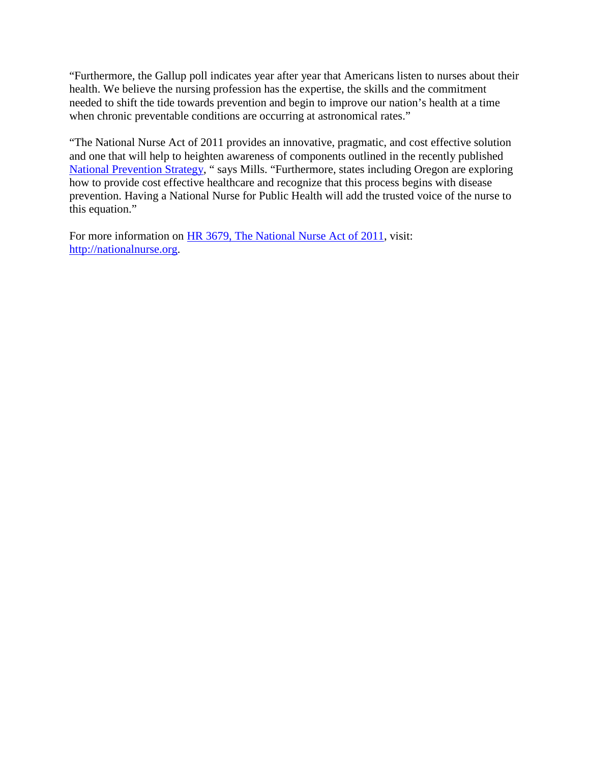"Furthermore, the Gallup poll indicates year after year that Americans listen to nurses about their health. We believe the nursing profession has the expertise, the skills and the commitment needed to shift the tide towards prevention and begin to improve our nation's health at a time when chronic preventable conditions are occurring at astronomical rates."

"The National Nurse Act of 2011 provides an innovative, pragmatic, and cost effective solution and one that will help to heighten awareness of components outlined in the recently published [National Prevention Strategy](), " says Mills. "Furthermore, states including Oregon are exploring how to provide cost effective healthcare and recognize that this process begins with disease prevention. Having a National Nurse for Public Health will add the trusted voice of the nurse to this equation."

For more information on [HR 3679, The National Nurse Act of 2011](), visit: [http://nationalnurse.org](http://nationalnurse.org).